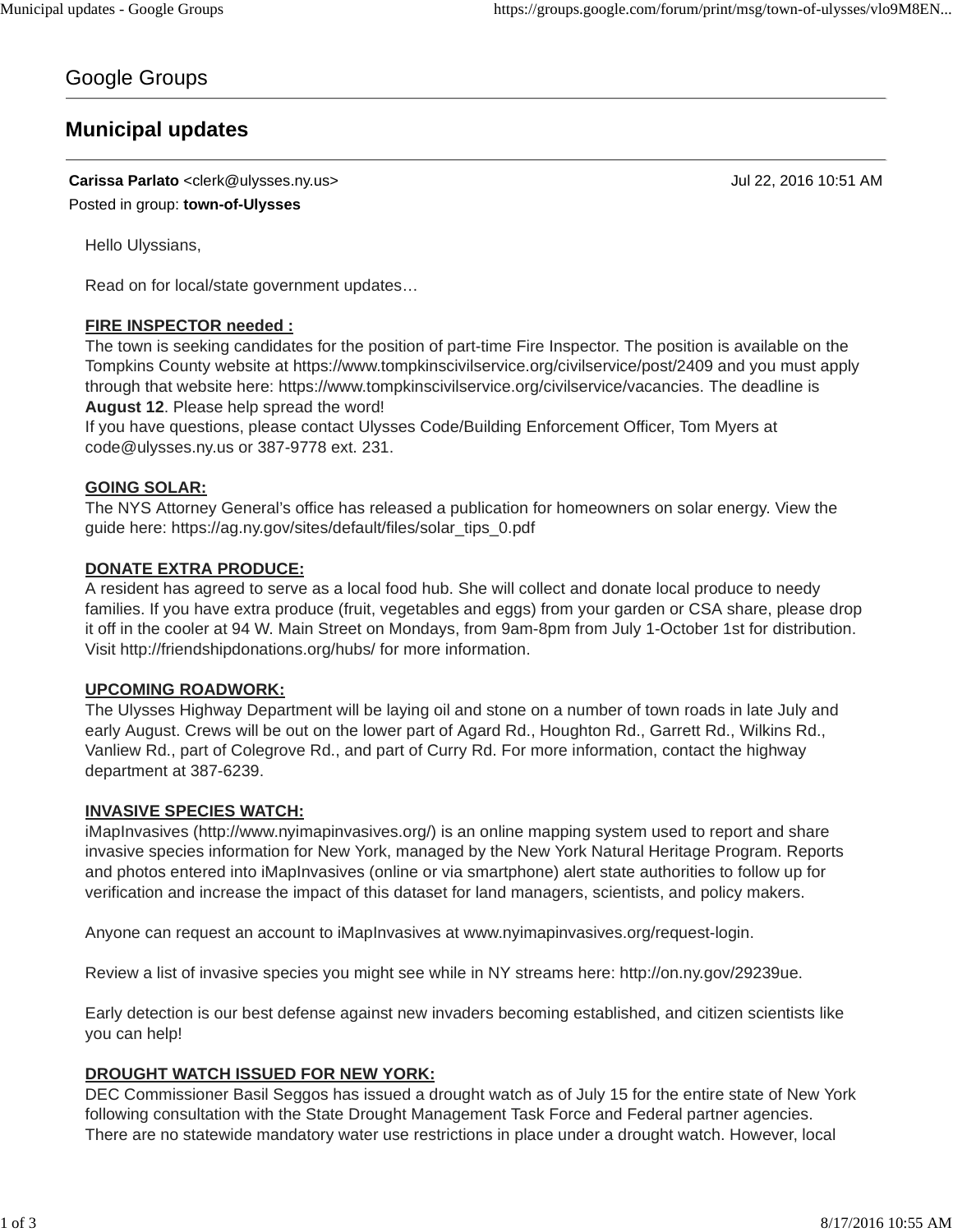Google Groups

# Municipal updates

**Carissa Parlato** <clerk@ulysses.ny.us> Jul 22, 2016 10:51 AM

Posted in group: **town-of-Ulysses**

Hello Ulyssians,

Read on for local/state government updates…

**FIRE INSPECTOR needed :**

The town is seeking candidates for the position of part-time Fire Inspector. The position is available on the Tompkins County website at https://www.tompkinscivilservice.org/civilservice/post/2409 and you must apply through that website here: https://www.tompkinscivilservice.org/civilservice/vacancies. The deadline is **August 12**. Please help spread the word!

If you have questions, please contact Ulysses Code/Building Enforcement Officer, Tom Myers at code@ulysses.ny.us or 387-9778 ext. 231.

**GOING SOLAR:**

The NYS Attorney General's office has released a publication for homeowners on solar energy. View the guide here: https://ag.ny.gov/sites/default/files/solar_tips_0.pdf

**DONATE EXTRA PRODUCE:**

A resident has agreed to serve as a local food hub. She will collect and donate local produce to needy families. If you have extra produce (fruit, vegetables and eggs) from your garden or CSA share, please drop it off in the cooler at 94 W. Main Street on Mondays, from 9am-8pm from July 1-October 1st for distribution. Visit http://friendshipdonations.org/hubs/ for more information.

**UPCOMING ROADWORK:**

The Ulysses Highway Department will be laying oil and stone on a number of town roads in late July and early August. Crews will be out on the lower part of Agard Rd., Houghton Rd., Garrett Rd., Wilkins Rd., Vanliew Rd., part of Colegrove Rd., and part of Curry Rd. For more information, contact the highway department at 387-6239.

**INVASIVE SPECIES WATCH:**

iMapInvasives (http://www.nyimapinvasives.org/) is an online mapping system used to report and share invasive species information for New York, managed by the New York Natural Heritage Program. Reports and photos entered into iMapInvasives (online or via smartphone) alert state authorities to follow up for verification and increase the impact of this dataset for land managers, scientists, and policy makers.

Anyone can request an account to iMapInvasives at www.nyimapinvasives.org/request-login.

Review a list of invasive species you might see while in NY streams here: http://on.ny.gov/29239ue.

Early detection is our best defense against new invaders becoming established, and citizen scientists like you can help!

**DROUGHT WATCH ISSUED FOR NEW YORK:**

DEC Commissioner Basil Seggos has issued a drought watch as of July 15 for the entire state of New York following consultation with the State Drought Management Task Force and Federal partner agencies. There are no statewide mandatory water use restrictions in place under a drought watch. However, local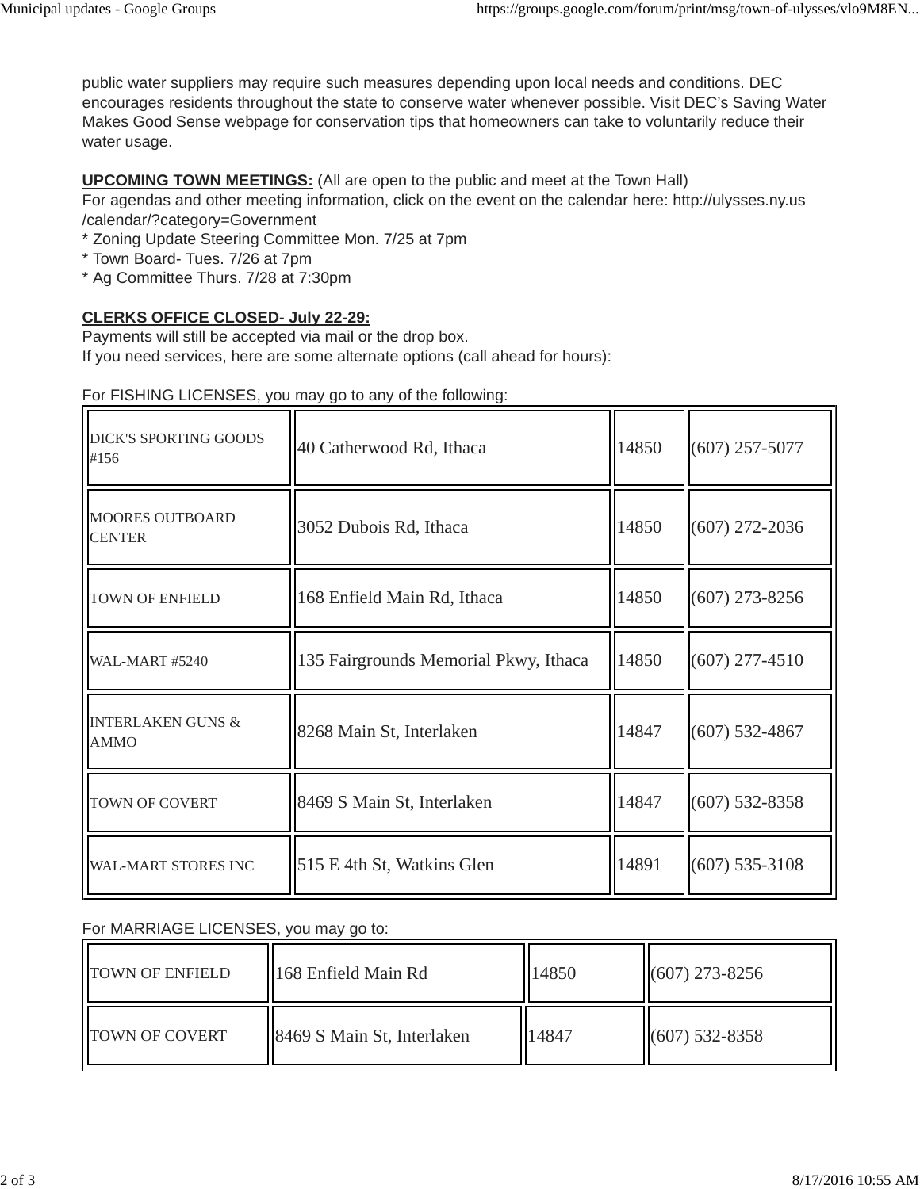public water suppliers may require such measures depending upon local needs and conditions. DEC encourages residents throughout the state to conserve water whenever possible. Visit DEC's Saving Water Makes Good Sense webpage for conservation tips that homeowners can take to voluntarily reduce their water usage.

**UPCOMING TOWN MEETINGS:** (All are open to the public and meet at the Town Hall)
For agendas and other meeting information, click on the event on the calendar here: http://ulysses.ny.us/calendar/?category=Government
* Zoning Update Steering Committee Mon. 7/25 at 7pm
* Town Board- Tues. 7/26 at 7pm
* Ag Committee Thurs. 7/28 at 7:30pm

**CLERKS OFFICE CLOSED- July 22-29:**
Payments will still be accepted via mail or the drop box.
If you need services, here are some alternate options (call ahead for hours):

For FISHING LICENSES, you may go to any of the following:

| | | | |
|---|---|---|---|
| DICK'S SPORTING GOODS #156 | 40 Catherwood Rd, Ithaca | 14850 | (607) 257-5077 |
| MOORES OUTBOARD CENTER | 3052 Dubois Rd, Ithaca | 14850 | (607) 272-2036 |
| TOWN OF ENFIELD | 168 Enfield Main Rd, Ithaca | 14850 | (607) 273-8256 |
| WAL-MART #5240 | 135 Fairgrounds Memorial Pkwy, Ithaca | 14850 | (607) 277-4510 |
| INTERLAKEN GUNS & AMMO | 8268 Main St, Interlaken | 14847 | (607) 532-4867 |
| TOWN OF COVERT | 8469 S Main St, Interlaken | 14847 | (607) 532-8358 |
| WAL-MART STORES INC | 515 E 4th St, Watkins Glen | 14891 | (607) 535-3108 |

For MARRIAGE LICENSES, you may go to:

| | | | |
|---|---|---|---|
| TOWN OF ENFIELD | 168 Enfield Main Rd | 14850 | (607) 273-8256 |
| TOWN OF COVERT | 8469 S Main St, Interlaken | 14847 | (607) 532-8358 |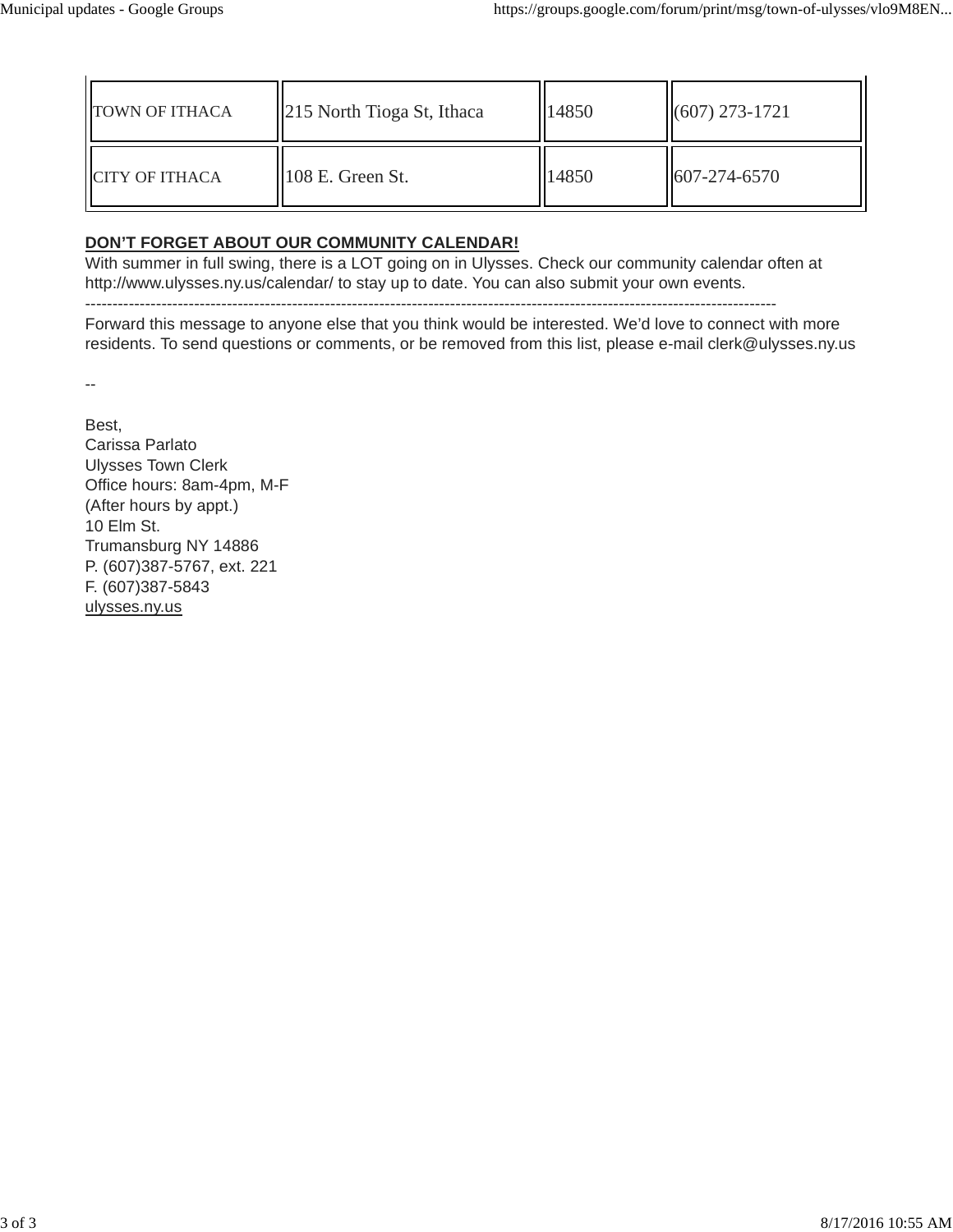| | | | |
|---|---|---|---|
| TOWN OF ITHACA | 215 North Tioga St, Ithaca | 14850 | (607) 273-1721 |
| CITY OF ITHACA | 108 E. Green St. | 14850 | 607-274-6570 |

**DON'T FORGET ABOUT OUR COMMUNITY CALENDAR!**

With summer in full swing, there is a LOT going on in Ulysses. Check our community calendar often at http://www.ulysses.ny.us/calendar/ to stay up to date. You can also submit your own events.

--------------------------------------------------------------------------------------------------------------------------------

Forward this message to anyone else that you think would be interested. We'd love to connect with more residents. To send questions or comments, or be removed from this list, please e-mail clerk@ulysses.ny.us

--

Best,
Carissa Parlato
Ulysses Town Clerk
Office hours: 8am-4pm, M-F
(After hours by appt.)
10 Elm St.
Trumansburg NY 14886
P. (607)387-5767, ext. 221
F. (607)387-5843
ulysses.ny.us